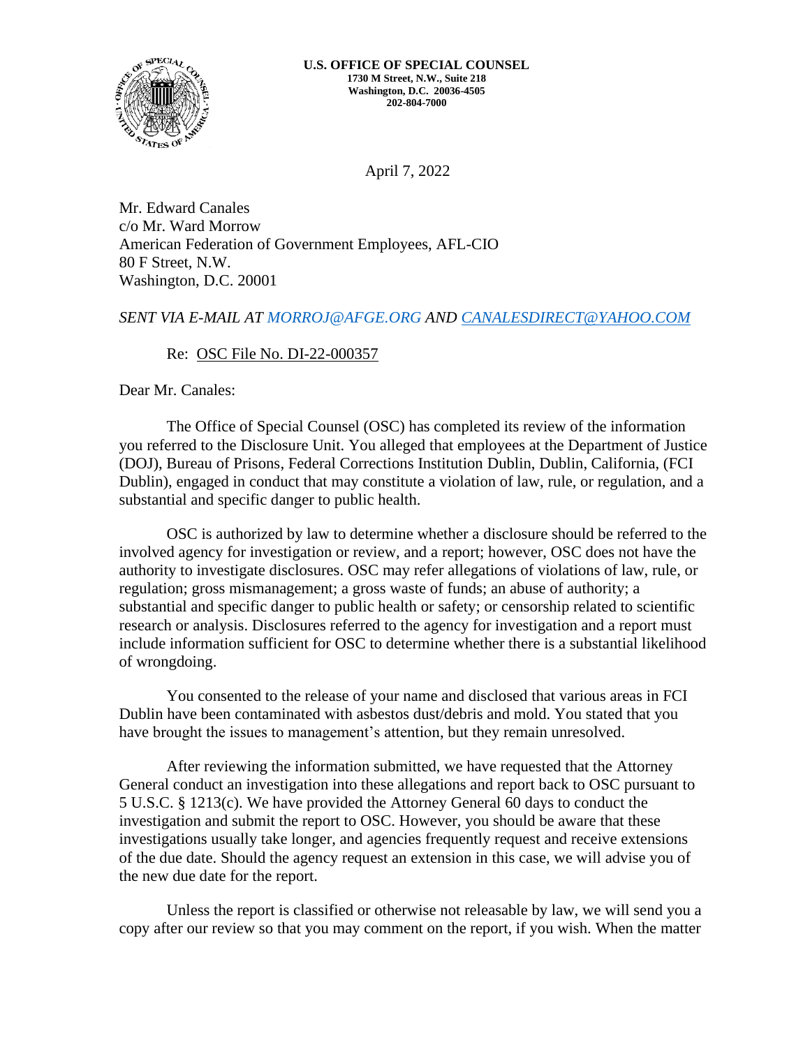**U.S. OFFICE OF SPECIAL COUNSEL**
**1730 M Street, N.W., Suite 218**
**Washington, D.C. 20036-4505**
**202-804-7000**

April 7, 2022

Mr. Edward Canales
c/o Mr. Ward Morrow
American Federation of Government Employees, AFL-CIO
80 F Street, N.W.
Washington, D.C. 20001

*SENT VIA E-MAIL AT MORROJ@AFGE.ORG AND CANALESDIRECT@YAHOO.COM*

Re: OSC File No. DI-22-000357

Dear Mr. Canales:

The Office of Special Counsel (OSC) has completed its review of the information you referred to the Disclosure Unit. You alleged that employees at the Department of Justice (DOJ), Bureau of Prisons, Federal Corrections Institution Dublin, Dublin, California, (FCI Dublin), engaged in conduct that may constitute a violation of law, rule, or regulation, and a substantial and specific danger to public health.

OSC is authorized by law to determine whether a disclosure should be referred to the involved agency for investigation or review, and a report; however, OSC does not have the authority to investigate disclosures. OSC may refer allegations of violations of law, rule, or regulation; gross mismanagement; a gross waste of funds; an abuse of authority; a substantial and specific danger to public health or safety; or censorship related to scientific research or analysis. Disclosures referred to the agency for investigation and a report must include information sufficient for OSC to determine whether there is a substantial likelihood of wrongdoing.

You consented to the release of your name and disclosed that various areas in FCI Dublin have been contaminated with asbestos dust/debris and mold. You stated that you have brought the issues to management's attention, but they remain unresolved.

After reviewing the information submitted, we have requested that the Attorney General conduct an investigation into these allegations and report back to OSC pursuant to 5 U.S.C. § 1213(c). We have provided the Attorney General 60 days to conduct the investigation and submit the report to OSC. However, you should be aware that these investigations usually take longer, and agencies frequently request and receive extensions of the due date. Should the agency request an extension in this case, we will advise you of the new due date for the report.

Unless the report is classified or otherwise not releasable by law, we will send you a copy after our review so that you may comment on the report, if you wish. When the matter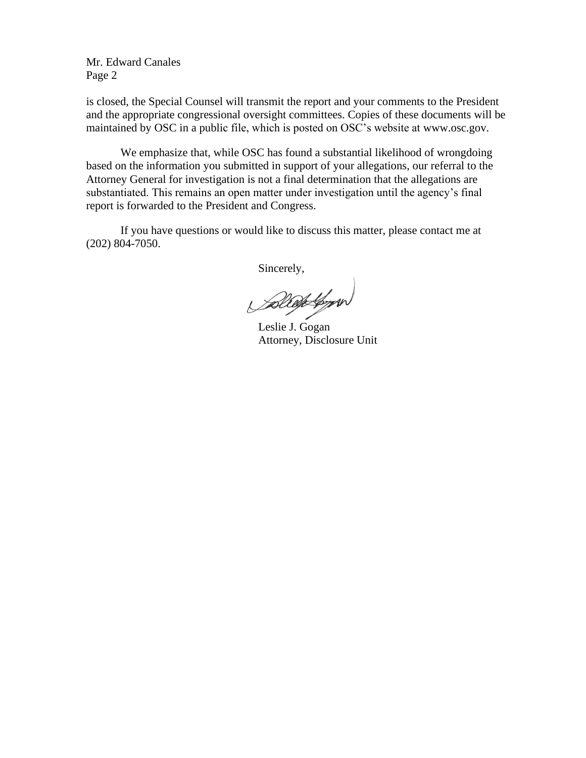is closed, the Special Counsel will transmit the report and your comments to the President and the appropriate congressional oversight committees. Copies of these documents will be maintained by OSC in a public file, which is posted on OSC's website at www.osc.gov.

We emphasize that, while OSC has found a substantial likelihood of wrongdoing based on the information you submitted in support of your allegations, our referral to the Attorney General for investigation is not a final determination that the allegations are substantiated. This remains an open matter under investigation until the agency's final report is forwarded to the President and Congress.

If you have questions or would like to discuss this matter, please contact me at (202) 804-7050.

Sincerely,

Leslie J. Gogan
Attorney, Disclosure Unit